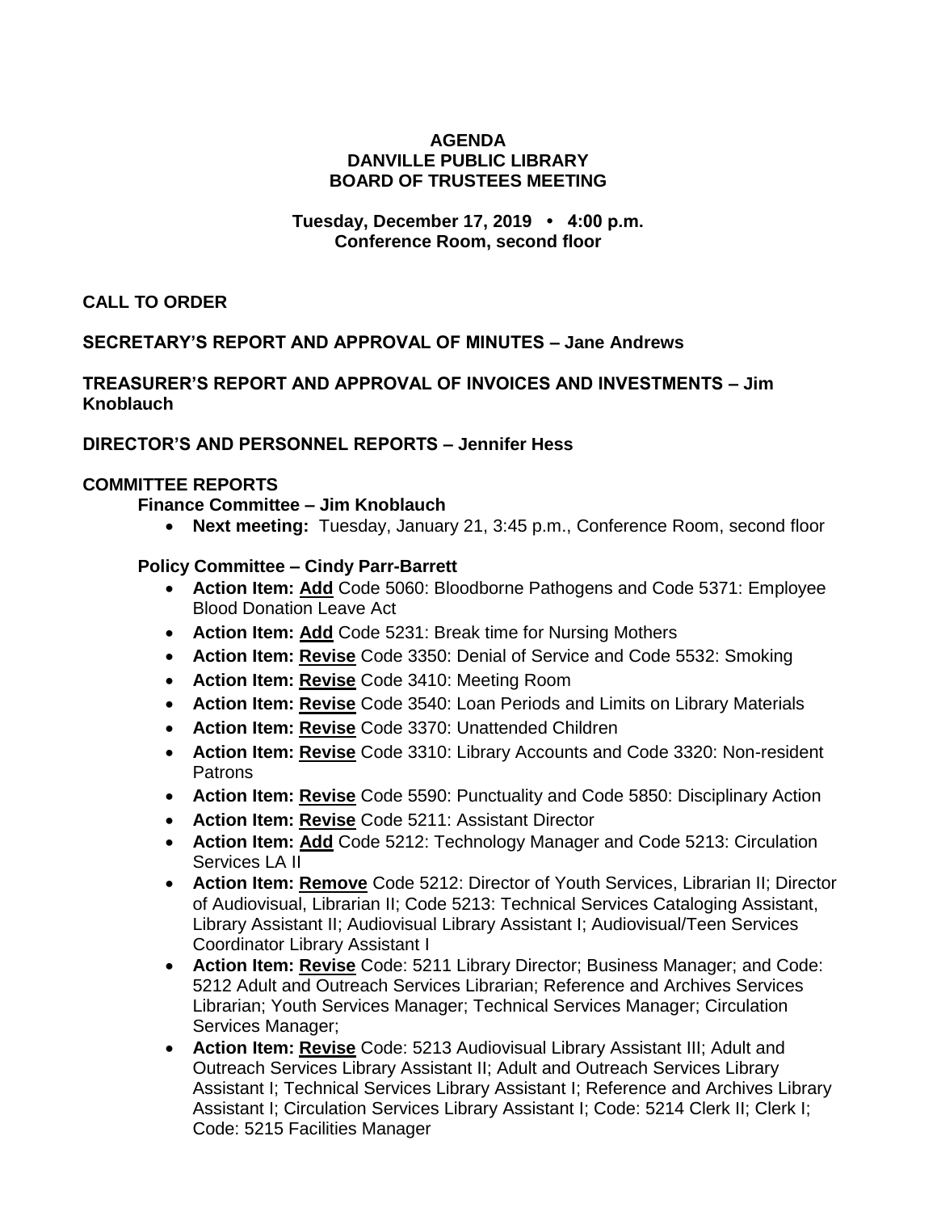# AGENDA
# DANVILLE PUBLIC LIBRARY
# BOARD OF TRUSTEES MEETING

**Tuesday, December 17, 2019 • 4:00 p.m.**
**Conference Room, second floor**

## CALL TO ORDER

## SECRETARY'S REPORT AND APPROVAL OF MINUTES – Jane Andrews

## TREASURER'S REPORT AND APPROVAL OF INVOICES AND INVESTMENTS – Jim Knoblauch

## DIRECTOR'S AND PERSONNEL REPORTS – Jennifer Hess

## COMMITTEE REPORTS

### Finance Committee – Jim Knoblauch

- **Next meeting:** Tuesday, January 21, 3:45 p.m., Conference Room, second floor

### Policy Committee – Cindy Parr-Barrett

- **Action Item: <u>Add</u>** Code 5060: Bloodborne Pathogens and Code 5371: Employee Blood Donation Leave Act
- **Action Item: <u>Add</u>** Code 5231: Break time for Nursing Mothers
- **Action Item: <u>Revise</u>** Code 3350: Denial of Service and Code 5532: Smoking
- **Action Item: <u>Revise</u>** Code 3410: Meeting Room
- **Action Item: <u>Revise</u>** Code 3540: Loan Periods and Limits on Library Materials
- **Action Item: <u>Revise</u>** Code 3370: Unattended Children
- **Action Item: <u>Revise</u>** Code 3310: Library Accounts and Code 3320: Non-resident Patrons
- **Action Item: <u>Revise</u>** Code 5590: Punctuality and Code 5850: Disciplinary Action
- **Action Item: <u>Revise</u>** Code 5211: Assistant Director
- **Action Item: <u>Add</u>** Code 5212: Technology Manager and Code 5213: Circulation Services LA II
- **Action Item: <u>Remove</u>** Code 5212: Director of Youth Services, Librarian II; Director of Audiovisual, Librarian II; Code 5213: Technical Services Cataloging Assistant, Library Assistant II; Audiovisual Library Assistant I; Audiovisual/Teen Services Coordinator Library Assistant I
- **Action Item: <u>Revise</u>** Code: 5211 Library Director; Business Manager; and Code: 5212 Adult and Outreach Services Librarian; Reference and Archives Services Librarian; Youth Services Manager; Technical Services Manager; Circulation Services Manager;
- **Action Item: <u>Revise</u>** Code: 5213 Audiovisual Library Assistant III; Adult and Outreach Services Library Assistant II; Adult and Outreach Services Library Assistant I; Technical Services Library Assistant I; Reference and Archives Library Assistant I; Circulation Services Library Assistant I; Code: 5214 Clerk II; Clerk I; Code: 5215 Facilities Manager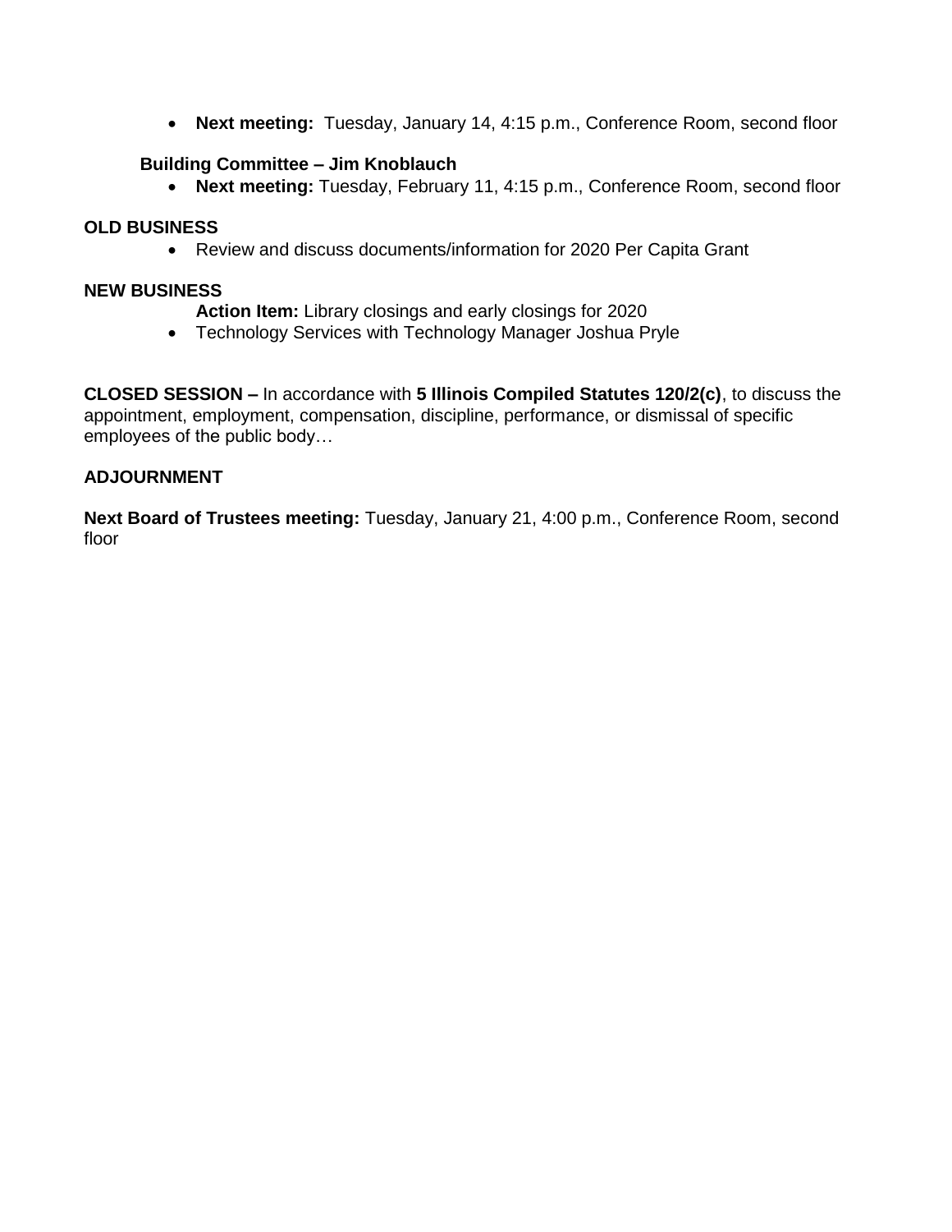- **Next meeting:** Tuesday, January 14, 4:15 p.m., Conference Room, second floor

**Building Committee – Jim Knoblauch**

- **Next meeting:** Tuesday, February 11, 4:15 p.m., Conference Room, second floor

**OLD BUSINESS**

- Review and discuss documents/information for 2020 Per Capita Grant

**NEW BUSINESS**

**Action Item:** Library closings and early closings for 2020

- Technology Services with Technology Manager Joshua Pryle

**CLOSED SESSION –** In accordance with **5 Illinois Compiled Statutes 120/2(c)**, to discuss the appointment, employment, compensation, discipline, performance, or dismissal of specific employees of the public body…

**ADJOURNMENT**

**Next Board of Trustees meeting:** Tuesday, January 21, 4:00 p.m., Conference Room, second floor